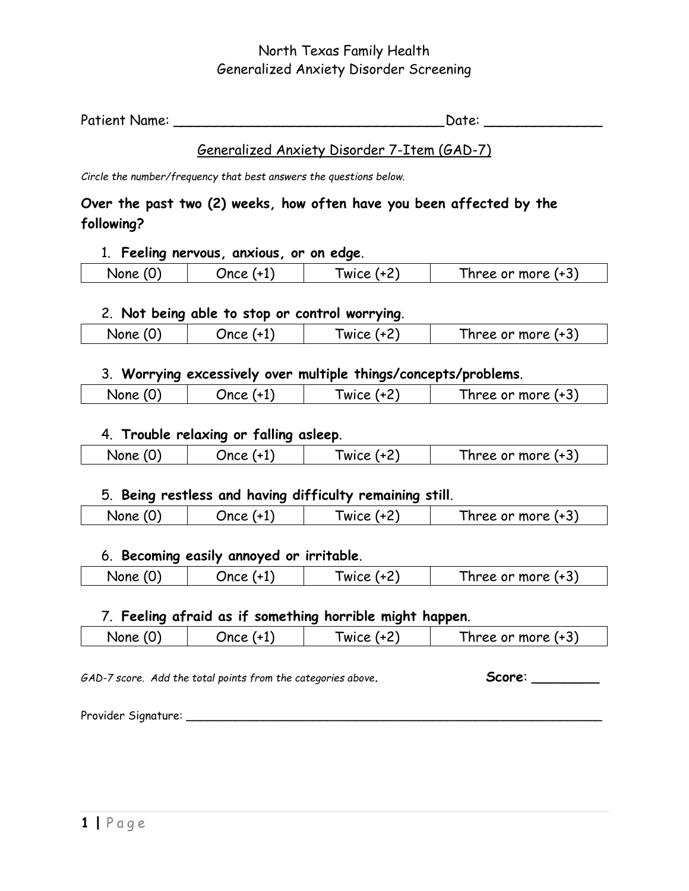# North Texas Family Health
## Generalized Anxiety Disorder Screening

Patient Name: ________________________________ Date: ______________

Generalized Anxiety Disorder 7-Item (GAD-7)

*Circle the number/frequency that best answers the questions below.*

**Over the past two (2) weeks, how often have you been affected by the following?**

1. **Feeling nervous, anxious, or on edge**.

| None (0) | Once (+1) | Twice (+2) | Three or more (+3) |
|---|---|---|---|

2. **Not being able to stop or control worrying**.

| None (0) | Once (+1) | Twice (+2) | Three or more (+3) |
|---|---|---|---|

3. **Worrying excessively over multiple things/concepts/problems**.

| None (0) | Once (+1) | Twice (+2) | Three or more (+3) |
|---|---|---|---|

4. **Trouble relaxing or falling asleep**.

| None (0) | Once (+1) | Twice (+2) | Three or more (+3) |
|---|---|---|---|

5. **Being restless and having difficulty remaining still**.

| None (0) | Once (+1) | Twice (+2) | Three or more (+3) |
|---|---|---|---|

6. **Becoming easily annoyed or irritable**.

| None (0) | Once (+1) | Twice (+2) | Three or more (+3) |
|---|---|---|---|

7. **Feeling afraid as if something horrible might happen**.

| None (0) | Once (+1) | Twice (+2) | Three or more (+3) |
|---|---|---|---|

*GAD-7 score. Add the total points from the categories above*. **Score**: ________

Provider Signature: ____________________________________________________________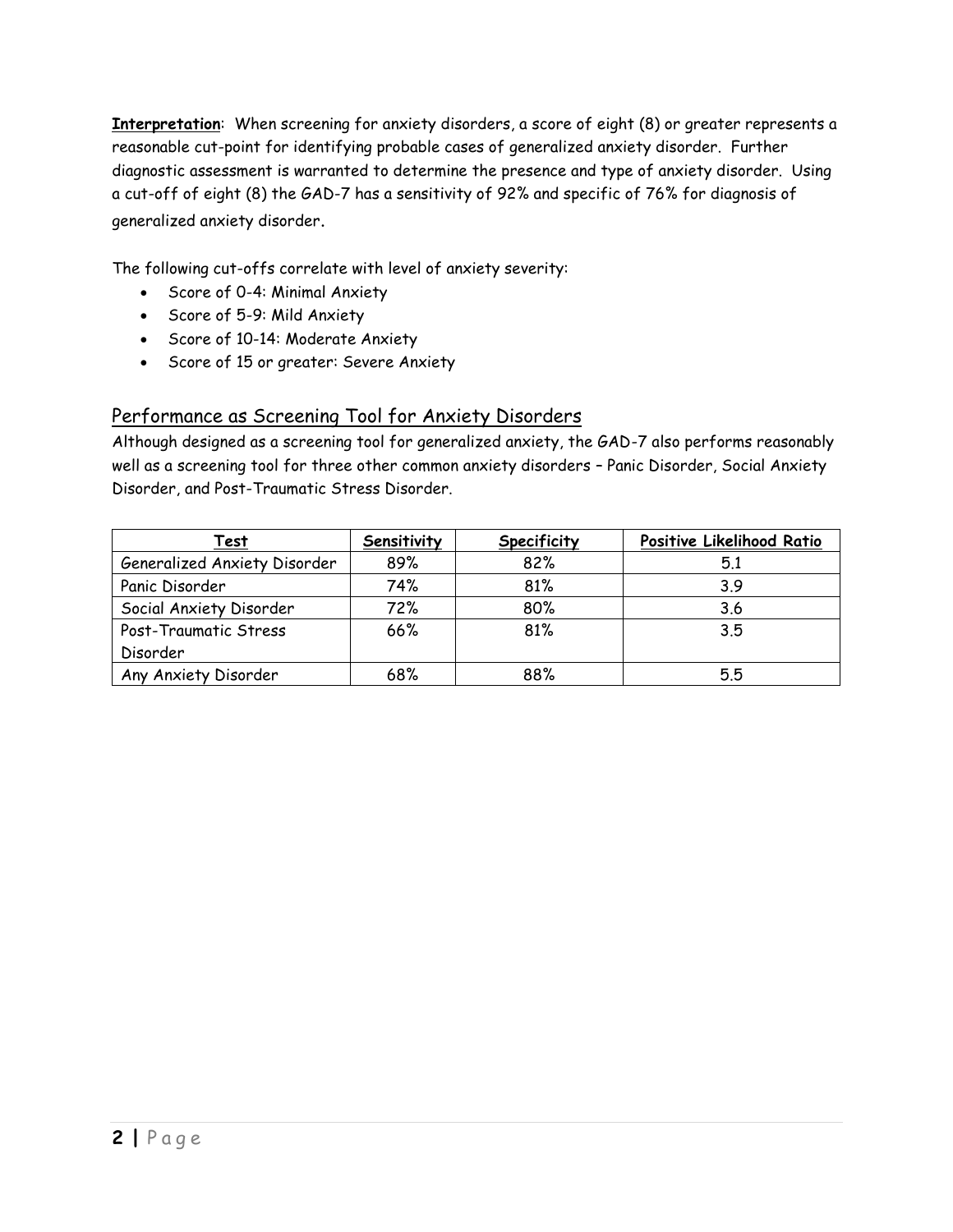**Interpretation**: When screening for anxiety disorders, a score of eight (8) or greater represents a reasonable cut-point for identifying probable cases of generalized anxiety disorder. Further diagnostic assessment is warranted to determine the presence and type of anxiety disorder. Using a cut-off of eight (8) the GAD-7 has a sensitivity of 92% and specific of 76% for diagnosis of generalized anxiety disorder.

The following cut-offs correlate with level of anxiety severity:

- Score of 0-4: Minimal Anxiety
- Score of 5-9: Mild Anxiety
- Score of 10-14: Moderate Anxiety
- Score of 15 or greater: Severe Anxiety

## Performance as Screening Tool for Anxiety Disorders

Although designed as a screening tool for generalized anxiety, the GAD-7 also performs reasonably well as a screening tool for three other common anxiety disorders – Panic Disorder, Social Anxiety Disorder, and Post-Traumatic Stress Disorder.

| Test | Sensitivity | Specificity | Positive Likelihood Ratio |
|---|---|---|---|
| Generalized Anxiety Disorder | 89% | 82% | 5.1 |
| Panic Disorder | 74% | 81% | 3.9 |
| Social Anxiety Disorder | 72% | 80% | 3.6 |
| Post-Traumatic Stress Disorder | 66% | 81% | 3.5 |
| Any Anxiety Disorder | 68% | 88% | 5.5 |